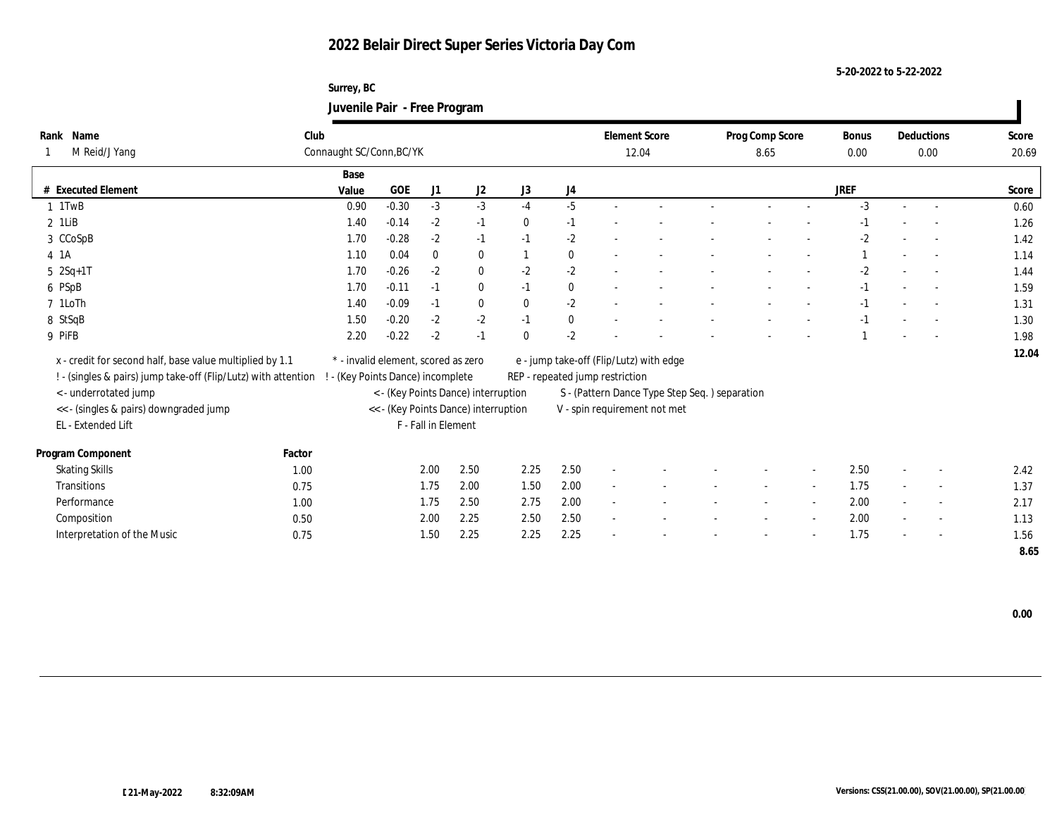# 2022 Belair Direct Super Series Victoria Day Com

5-20-2022 to 5-22-2022

Surrey, BC

## Juvenile Pair - Free Program

| Rank | Name | Club | Element Score | Prog Comp Score | Bonus | Deductions | Score |
|---|---|---|---|---|---|---|---|
| 1 | M Reid/J Yang | Connaught SC/Conn,BC/YK | 12.04 | 8.65 | 0.00 | 0.00 | 20.69 |

| # | Executed Element | Base Value | GOE | J1 | J2 | J3 | J4 | | | | | | JREF | | | Score |
|---|---|---|---|---|---|---|---|---|---|---|---|---|---|---|---|---|
| 1 | 1TwB | 0.90 | -0.30 | -3 | -3 | -4 | -5 | - | - | - | - | - | -3 | - | - | 0.60 |
| 2 | 1LiB | 1.40 | -0.14 | -2 | -1 | 0 | -1 | - | - | - | - | - | -1 | - | - | 1.26 |
| 3 | CCoSpB | 1.70 | -0.28 | -2 | -1 | -1 | -2 | - | - | - | - | - | -2 | - | - | 1.42 |
| 4 | 1A | 1.10 | 0.04 | 0 | 0 | 1 | 0 | - | - | - | - | - | 1 | - | - | 1.14 |
| 5 | 2Sq+1T | 1.70 | -0.26 | -2 | 0 | -2 | -2 | - | - | - | - | - | -2 | - | - | 1.44 |
| 6 | PSpB | 1.70 | -0.11 | -1 | 0 | -1 | 0 | - | - | - | - | - | -1 | - | - | 1.59 |
| 7 | 1LoTh | 1.40 | -0.09 | -1 | 0 | 0 | -2 | - | - | - | - | - | -1 | - | - | 1.31 |
| 8 | StSqB | 1.50 | -0.20 | -2 | -2 | -1 | 0 | - | - | - | - | - | -1 | - | - | 1.30 |
| 9 | PiFB | 2.20 | -0.22 | -2 | -1 | 0 | -2 | - | - | - | - | - | 1 | - | - | 1.98 |
| | | | | | | | | | | | | | | | | 12.04 |

x - credit for second half, base value multiplied by 1.1
! - (singles & pairs) jump take-off (Flip/Lutz) with attention
< - underrotated jump
<< - (singles & pairs) downgraded jump
EL - Extended Lift
* - invalid element, scored as zero
! - (Key Points Dance) incomplete
< - (Key Points Dance) interruption
<< - (Key Points Dance) interruption
F - Fall in Element
e - jump take-off (Flip/Lutz) with edge
REP - repeated jump restriction
S - (Pattern Dance Type Step Seq. ) separation
V - spin requirement not met

| Program Component | Factor | J1 | J2 | J3 | J4 | | | | | | JREF | | | Score |
|---|---|---|---|---|---|---|---|---|---|---|---|---|---|---|
| Skating Skills | 1.00 | 2.00 | 2.50 | 2.25 | 2.50 | - | - | - | - | - | 2.50 | - | - | 2.42 |
| Transitions | 0.75 | 1.75 | 2.00 | 1.50 | 2.00 | - | - | - | - | - | 1.75 | - | - | 1.37 |
| Performance | 1.00 | 1.75 | 2.50 | 2.75 | 2.00 | - | - | - | - | - | 2.00 | - | - | 2.17 |
| Composition | 0.50 | 2.00 | 2.25 | 2.50 | 2.50 | - | - | - | - | - | 2.00 | - | - | 1.13 |
| Interpretation of the Music | 0.75 | 1.50 | 2.25 | 2.25 | 2.25 | - | - | - | - | - | 1.75 | - | - | 1.56 |
| | | | | | | | | | | | | | | 8.65 |

0.00

21-May-2022 8:32:09AM

Versions: CSS(21.00.00), SOV(21.00.00), SP(21.00.00)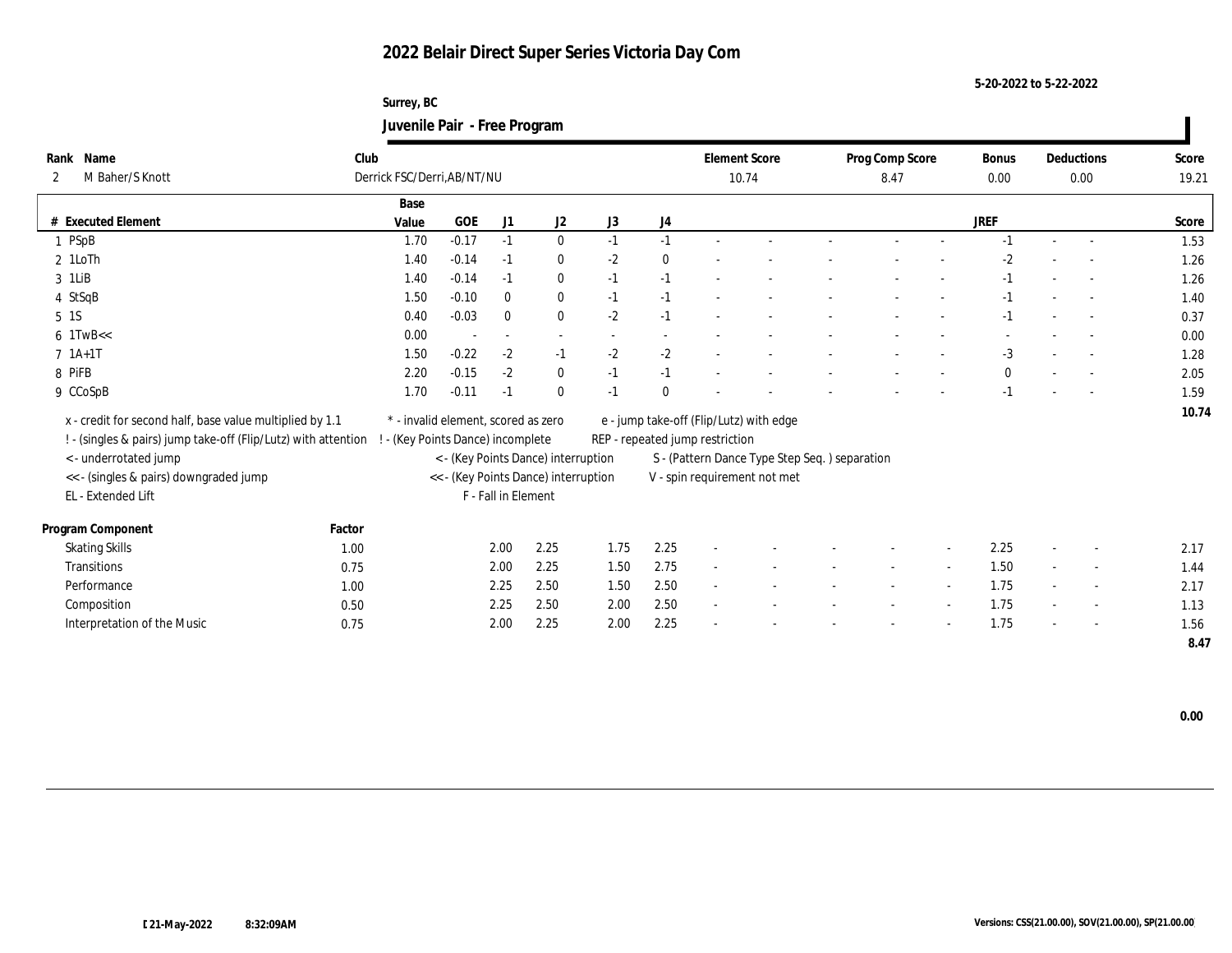# 2022 Belair Direct Super Series Victoria Day Com

5-20-2022 to 5-22-2022

Surrey, BC

## Juvenile Pair - Free Program

| Rank | Name | Club | Element Score | Prog Comp Score | Bonus | Deductions | Score |
|---|---|---|---|---|---|---|---|
| 2 | M Baher/S Knott | Derrick FSC/Derri,AB/NT/NU | 10.74 | 8.47 | 0.00 | 0.00 | 19.21 |

| # | Executed Element | Base Value | GOE | J1 | J2 | J3 | J4 | | | | | | | JREF | | | Score |
|---|---|---|---|---|---|---|---|---|---|---|---|---|---|---|---|---|---|
| 1 | PSpB | 1.70 | -0.17 | -1 | 0 | -1 | -1 | - | - | - | - | - | - | -1 | - | - | 1.53 |
| 2 | 1LoTh | 1.40 | -0.14 | -1 | 0 | -2 | 0 | - | - | - | - | - | - | -2 | - | - | 1.26 |
| 3 | 1LiB | 1.40 | -0.14 | -1 | 0 | -1 | -1 | - | - | - | - | - | - | -1 | - | - | 1.26 |
| 4 | StSqB | 1.50 | -0.10 | 0 | 0 | -1 | -1 | - | - | - | - | - | - | -1 | - | - | 1.40 |
| 5 | 1S | 0.40 | -0.03 | 0 | 0 | -2 | -1 | - | - | - | - | - | - | -1 | - | - | 0.37 |
| 6 | 1TwB<< | 0.00 | - | - | - | - | - | - | - | - | - | - | - | - | - | - | 0.00 |
| 7 | 1A+1T | 1.50 | -0.22 | -2 | -1 | -2 | -2 | - | - | - | - | - | - | -3 | - | - | 1.28 |
| 8 | PiFB | 2.20 | -0.15 | -2 | 0 | -1 | -1 | - | - | - | - | - | - | 0 | - | - | 2.05 |
| 9 | CCoSpB | 1.70 | -0.11 | -1 | 0 | -1 | 0 | - | - | - | - | - | - | -1 | - | - | 1.59 |
| | | | | | | | | | | | | | | | | | 10.74 |

x - credit for second half, base value multiplied by 1.1
! - (singles & pairs) jump take-off (Flip/Lutz) with attention
< - underrotated jump
<< - (singles & pairs) downgraded jump
EL - Extended Lift
* - invalid element, scored as zero
! - (Key Points Dance) incomplete
< - (Key Points Dance) interruption
<< - (Key Points Dance) interruption
F - Fall in Element
e - jump take-off (Flip/Lutz) with edge
REP - repeated jump restriction
S - (Pattern Dance Type Step Seq. ) separation
V - spin requirement not met

| Program Component | Factor | J1 | J2 | J3 | J4 | | | | | | | JREF | | | Score |
|---|---|---|---|---|---|---|---|---|---|---|---|---|---|---|---|
| Skating Skills | 1.00 | 2.00 | 2.25 | 1.75 | 2.25 | - | - | - | - | - | - | 2.25 | - | - | 2.17 |
| Transitions | 0.75 | 2.00 | 2.25 | 1.50 | 2.75 | - | - | - | - | - | - | 1.50 | - | - | 1.44 |
| Performance | 1.00 | 2.25 | 2.50 | 1.50 | 2.50 | - | - | - | - | - | - | 1.75 | - | - | 2.17 |
| Composition | 0.50 | 2.25 | 2.50 | 2.00 | 2.50 | - | - | - | - | - | - | 1.75 | - | - | 1.13 |
| Interpretation of the Music | 0.75 | 2.00 | 2.25 | 2.00 | 2.25 | - | - | - | - | - | - | 1.75 | - | - | 1.56 |
| | | | | | | | | | | | | | | | 8.47 |

0.00